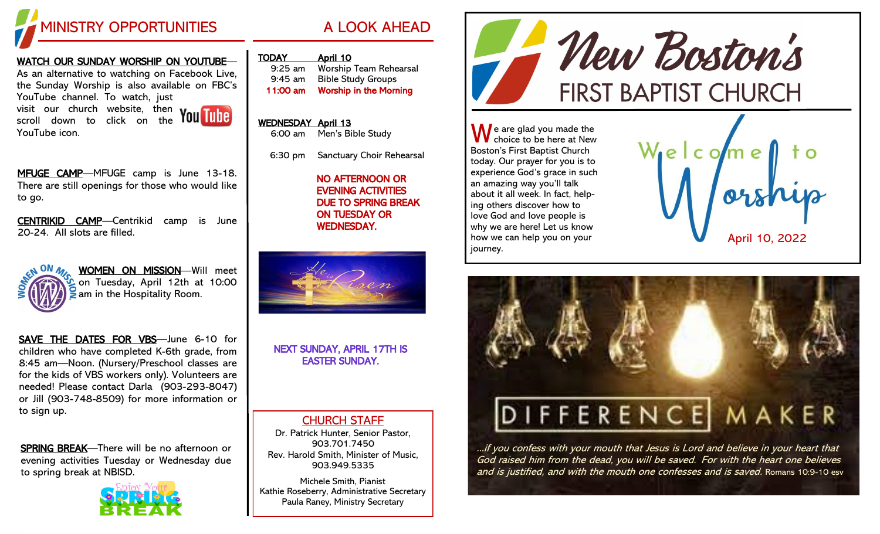# MINISTRY OPPORTUNITIES

**WATCH OUR SUNDAY WORSHIP ON YOUTUBE**—As an alternative to watching on Facebook Live, the Sunday Worship is also available on FBC's YouTube channel. To watch, just visit our church website, then scroll down to click on the YouTube icon.

**MFUGE CAMP**—MFUGE camp is June 13-18. There are still openings for those who would like to go.

**CENTRIKID CAMP**—Centrikid camp is June 20-24. All slots are filled.

**WOMEN ON MISSION**—Will meet on Tuesday, April 12th at 10:00 am in the Hospitality Room.

**SAVE THE DATES FOR VBS**—June 6-10 for children who have completed K-6th grade, from 8:45 am—Noon. (Nursery/Preschool classes are for the kids of VBS workers only). Volunteers are needed! Please contact Darla (903-293-8047) or Jill (903-748-8509) for more information or to sign up.

**SPRING BREAK**—There will be no afternoon or evening activities Tuesday or Wednesday due to spring break at NBISD.

Enjoy Your SPRING BREAK

# A LOOK AHEAD

**TODAY — April 10**

- 9:25 am — Worship Team Rehearsal
- 9:45 am — Bible Study Groups
- **11:00 am — Worship in the Morning**

**WEDNESDAY — April 13**

- 6:00 am — Men's Bible Study
- 6:30 pm — Sanctuary Choir Rehearsal

**NO AFTERNOON OR EVENING ACTIVITIES DUE TO SPRING BREAK ON TUESDAY OR WEDNESDAY.**

He is Risen

**NEXT SUNDAY, APRIL 17TH IS EASTER SUNDAY.**

## CHURCH STAFF

Dr. Patrick Hunter, Senior Pastor, 903.701.7450
Rev. Harold Smith, Minister of Music, 903.949.5335

Michele Smith, Pianist
Kathie Roseberry, Administrative Secretary
Paula Raney, Ministry Secretary

# New Boston's FIRST BAPTIST CHURCH

We are glad you made the choice to be here at New Boston's First Baptist Church today. Our prayer for you is to experience God's grace in such an amazing way you'll talk about it all week. In fact, helping others discover how to love God and love people is why we are here! Let us know how we can help you on your journey.

## Welcome to Worship

April 10, 2022

## DIFFERENCE MAKER

*...if you confess with your mouth that Jesus is Lord and believe in your heart that God raised him from the dead, you will be saved. For with the heart one believes and is justified, and with the mouth one confesses and is saved.* Romans 10:9-10 esv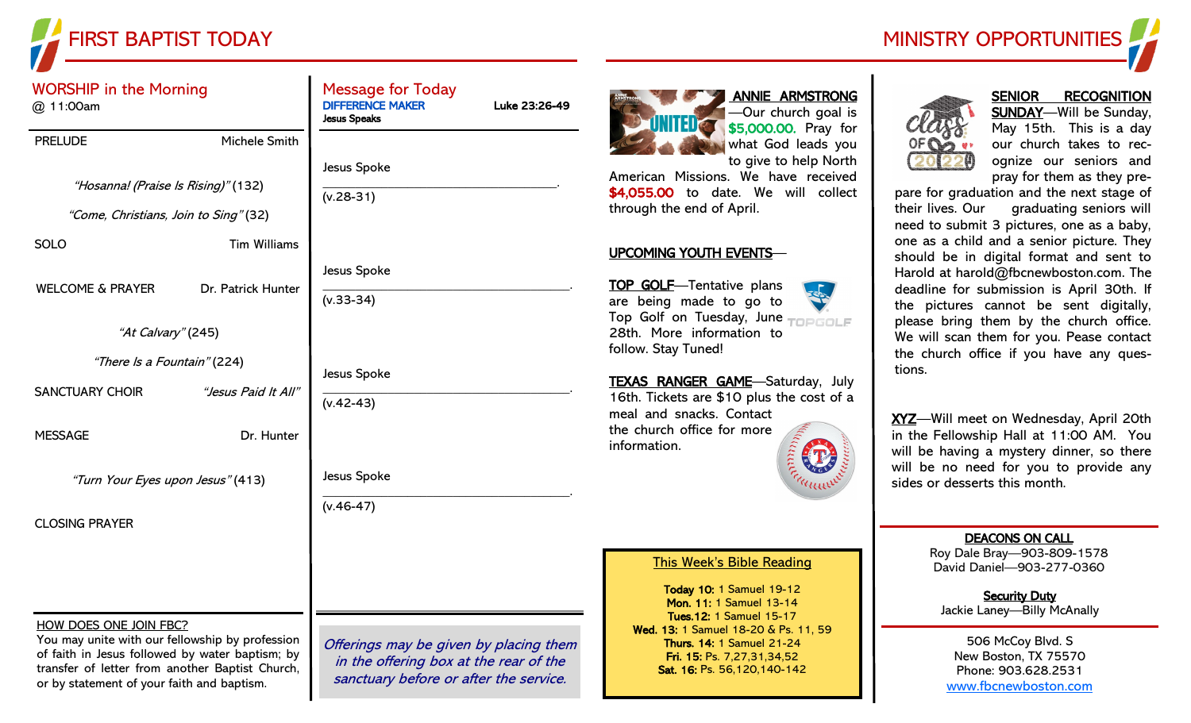# FIRST BAPTIST TODAY

## WORSHIP in the Morning
@ 11:00am

| | |
|---|---|
| PRELUDE | Michele Smith |

*"Hosanna! (Praise Is Rising)"* (132)

*"Come, Christians, Join to Sing"* (32)

| | |
|---|---|
| SOLO | Tim Williams |
| WELCOME & PRAYER | Dr. Patrick Hunter |

*"At Calvary"* (245)

*"There Is a Fountain"* (224)

| | |
|---|---|
| SANCTUARY CHOIR | *"Jesus Paid It All"* |
| MESSAGE | Dr. Hunter |

*"Turn Your Eyes upon Jesus"* (413)

CLOSING PRAYER

HOW DOES ONE JOIN FBC?

You may unite with our fellowship by profession of faith in Jesus followed by water baptism; by transfer of letter from another Baptist Church, or by statement of your faith and baptism.

## Message for Today

**DIFFERENCE MAKER** — **Luke 23:26-49**

**Jesus Speaks**

Jesus Spoke ______________________________.

(v.28-31)

Jesus Spoke ______________________________.

(v.33-34)

Jesus Spoke ______________________________.

(v.42-43)

Jesus Spoke ______________________________.

(v.46-47)

*Offerings may be given by placing them in the offering box at the rear of the sanctuary before or after the service.*

# MINISTRY OPPORTUNITIES

**ANNIE ARMSTRONG**—Our church goal is $5,000.00. Pray for what God leads you to give to help North American Missions. We have received $4,055.00 to date. We will collect through the end of April.

**UPCOMING YOUTH EVENTS**—

**TOP GOLF**—Tentative plans are being made to go to Top Golf on Tuesday, June 28th. More information to follow. Stay Tuned!

**TEXAS RANGER GAME**—Saturday, July 16th. Tickets are $10 plus the cost of a meal and snacks. Contact the church office for more information.

### This Week's Bible Reading

**Today 10:** 1 Samuel 19-12
**Mon. 11:** 1 Samuel 13-14
**Tues.12:** 1 Samuel 15-17
**Wed. 13:** 1 Samuel 18-20 & Ps. 11, 59
**Thurs. 14:** 1 Samuel 21-24
**Fri. 15:** Ps. 7,27,31,34,52
**Sat. 16:** Ps. 56,120,140-142

**SENIOR RECOGNITION SUNDAY**—Will be Sunday, May 15th. This is a day our church takes to recognize our seniors and pray for them as they prepare for graduation and the next stage of their lives. Our graduating seniors will need to submit 3 pictures, one as a baby, one as a child and a senior picture. They should be in digital format and sent to Harold at harold@fbcnewboston.com. The deadline for submission is April 30th. If the pictures cannot be sent digitally, please bring them by the church office. We will scan them for you. Pease contact the church office if you have any questions.

**XYZ**—Will meet on Wednesday, April 20th in the Fellowship Hall at 11:00 AM. You will be having a mystery dinner, so there will be no need for you to provide any sides or desserts this month.

**DEACONS ON CALL**

Roy Dale Bray—903-809-1578
David Daniel—903-277-0360

**Security Duty**

Jackie Laney—Billy McAnally

506 McCoy Blvd. S
New Boston, TX 75570
Phone: 903.628.2531
www.fbcnewboston.com